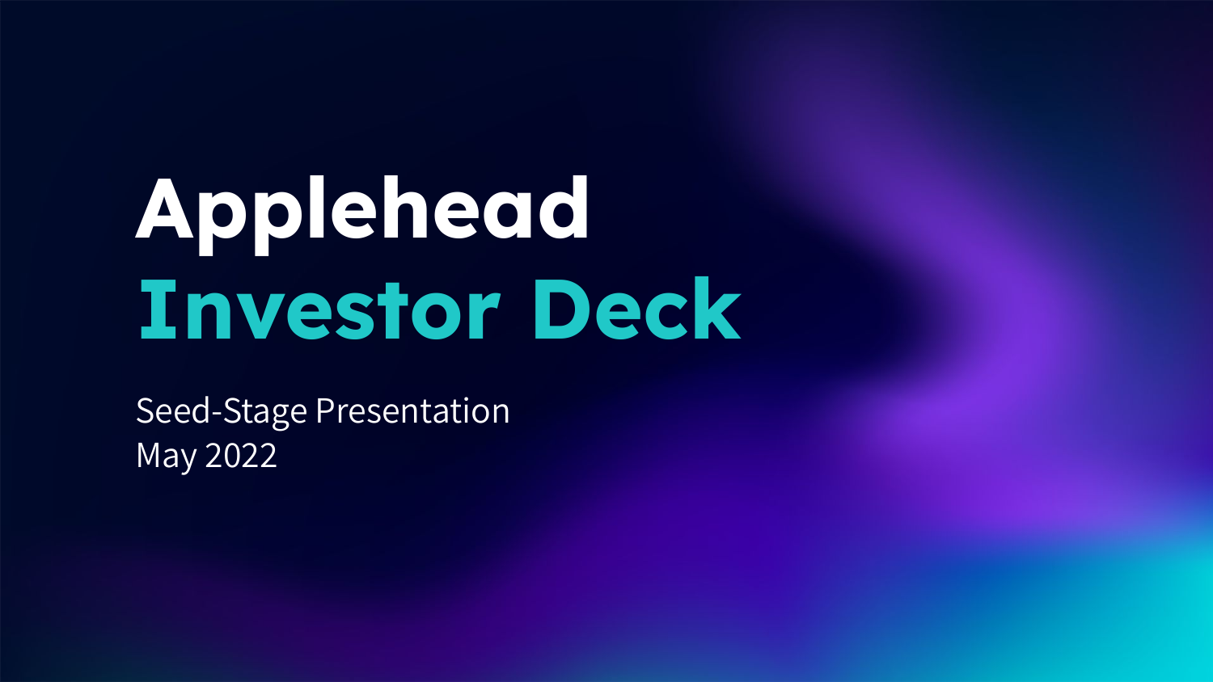# Applehead
# Investor Deck

Seed-Stage Presentation
May 2022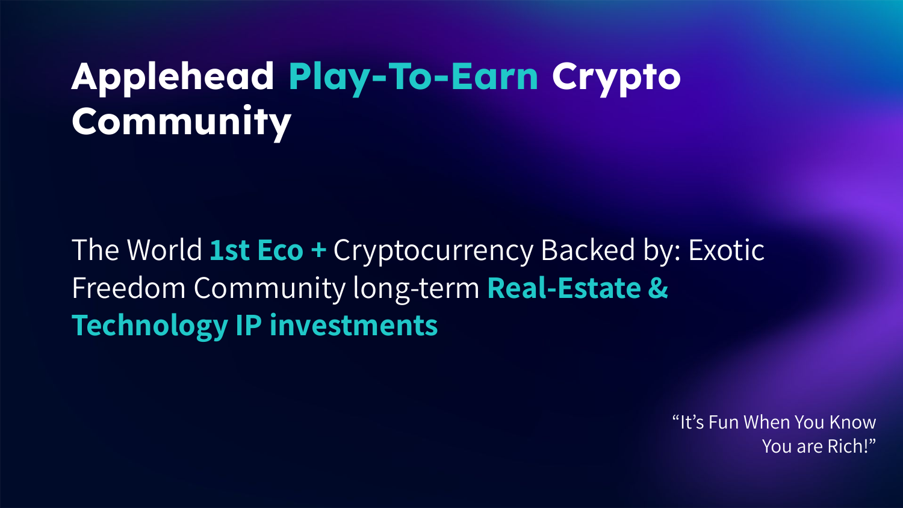# Applehead **Play-To-Earn** Crypto Community

The World **1st Eco +** Cryptocurrency Backed by: Exotic Freedom Community long-term **Real-Estate & Technology IP investments**

"It's Fun When You Know You are Rich!"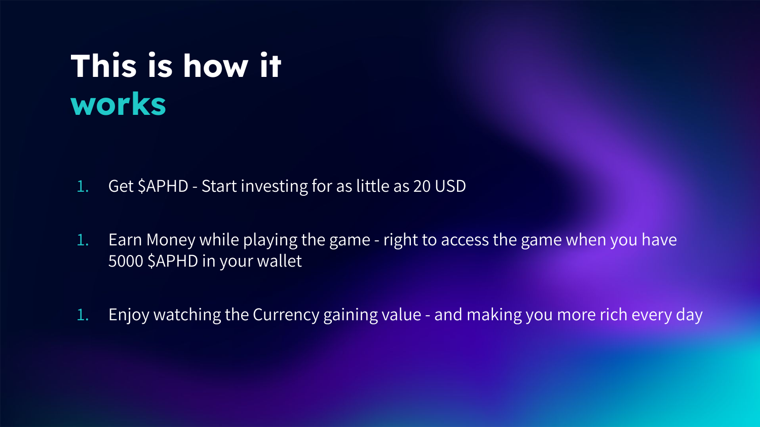# This is how it works

1. Get $APHD - Start investing for as little as 20 USD

1. Earn Money while playing the game - right to access the game when you have 5000 $APHD in your wallet

1. Enjoy watching the Currency gaining value - and making you more rich every day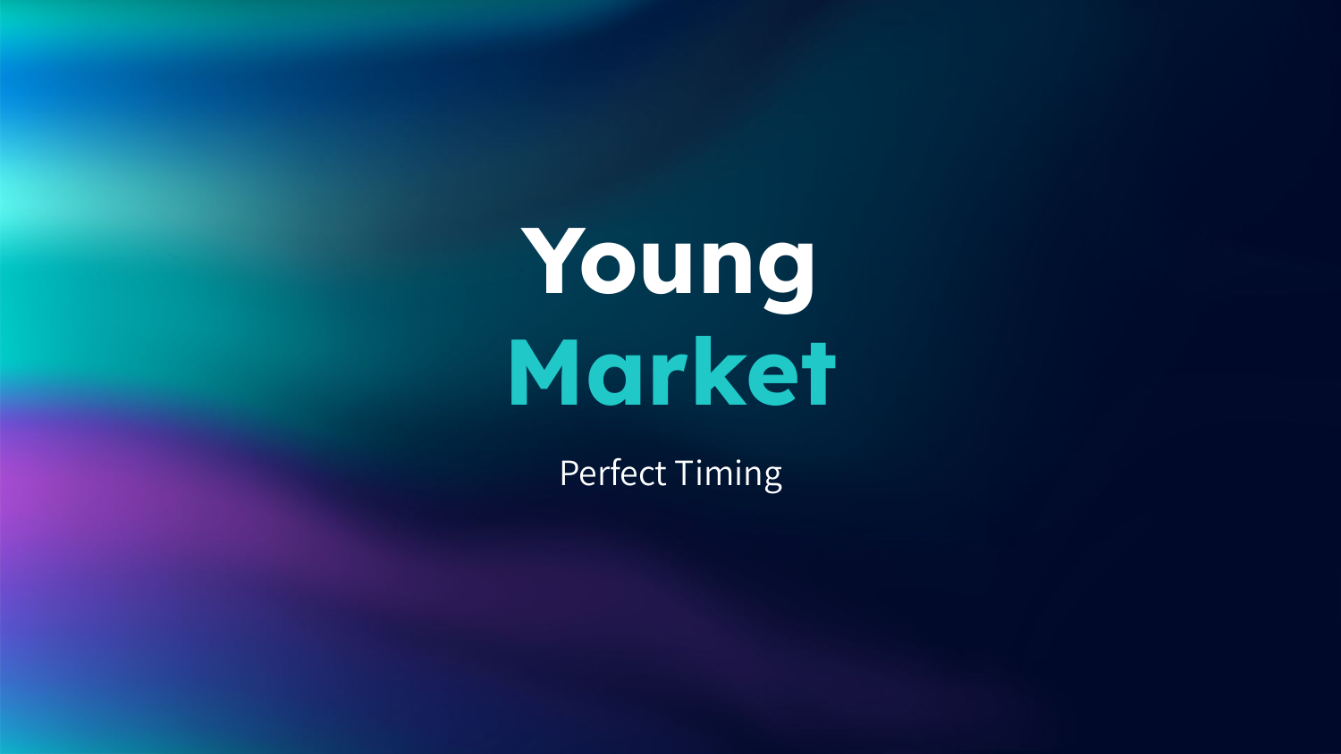# Young Market

Perfect Timing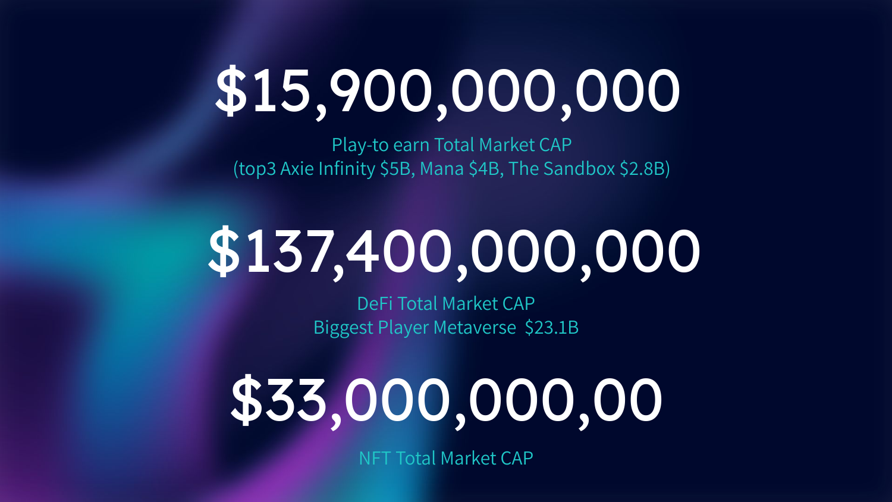# $15,900,000,000

Play-to earn Total Market CAP
(top3 Axie Infinity $5B, Mana $4B, The Sandbox $2.8B)

# $137,400,000,000

DeFi Total Market CAP
Biggest Player Metaverse $23.1B

# $33,000,000,00

NFT Total Market CAP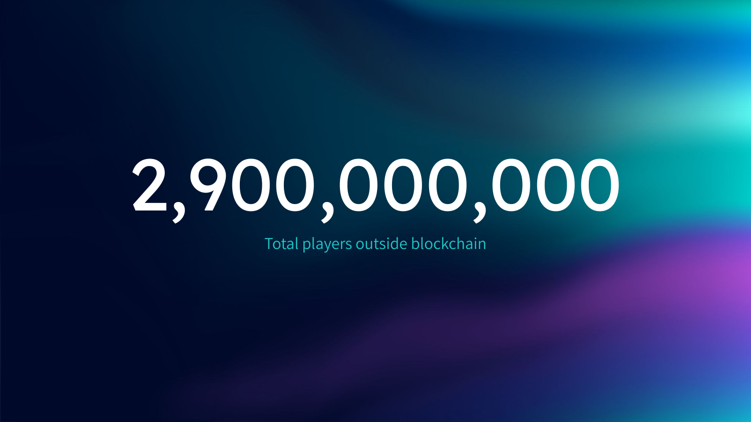# 2,900,000,000

Total players outside blockchain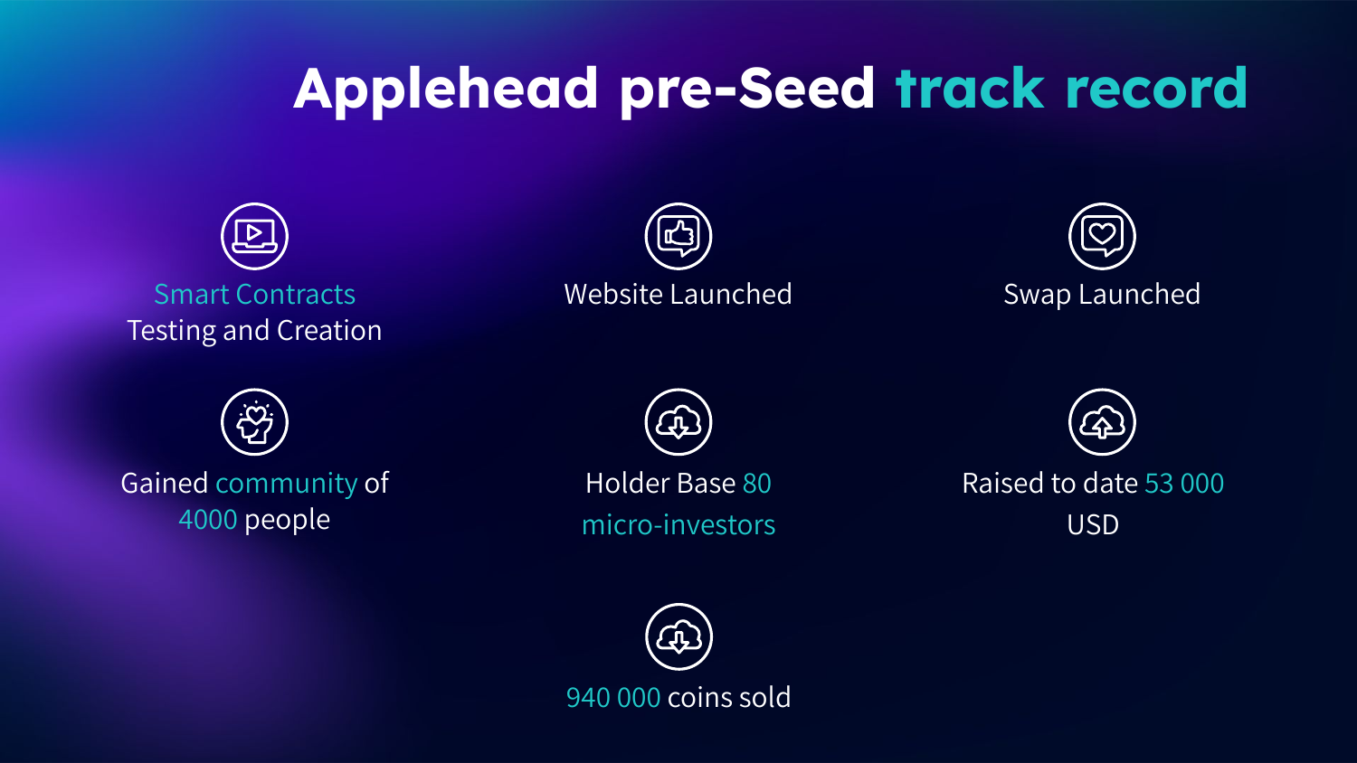# Applehead pre-Seed track record

- Smart Contracts Testing and Creation
- Website Launched
- Swap Launched
- Gained community of 4000 people
- Holder Base 80 micro-investors
- Raised to date 53 000 USD
- 940 000 coins sold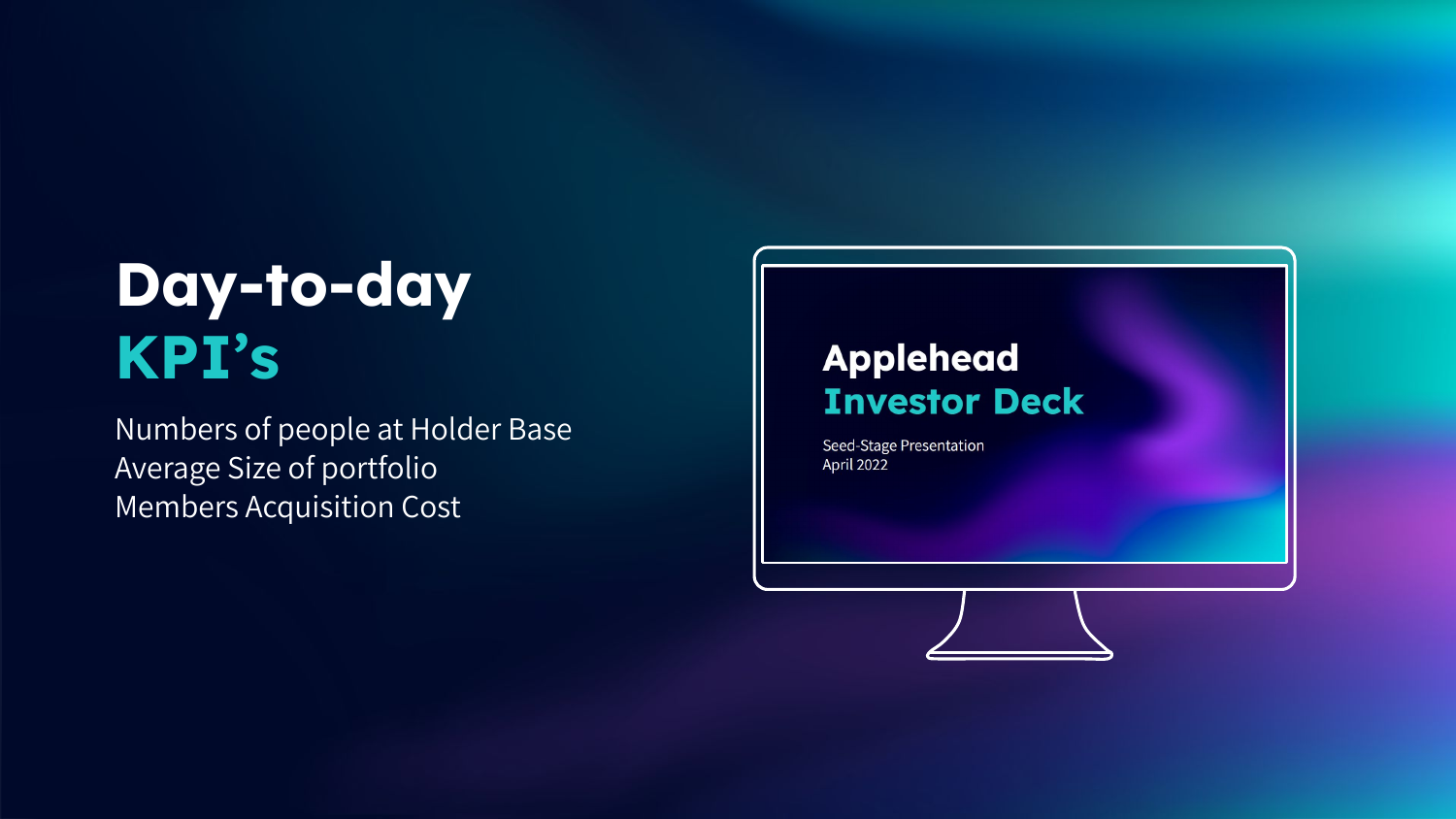# Day-to-day
# KPI's

Numbers of people at Holder Base
Average Size of portfolio
Members Acquisition Cost

Applehead
Investor Deck

Seed-Stage Presentation
April 2022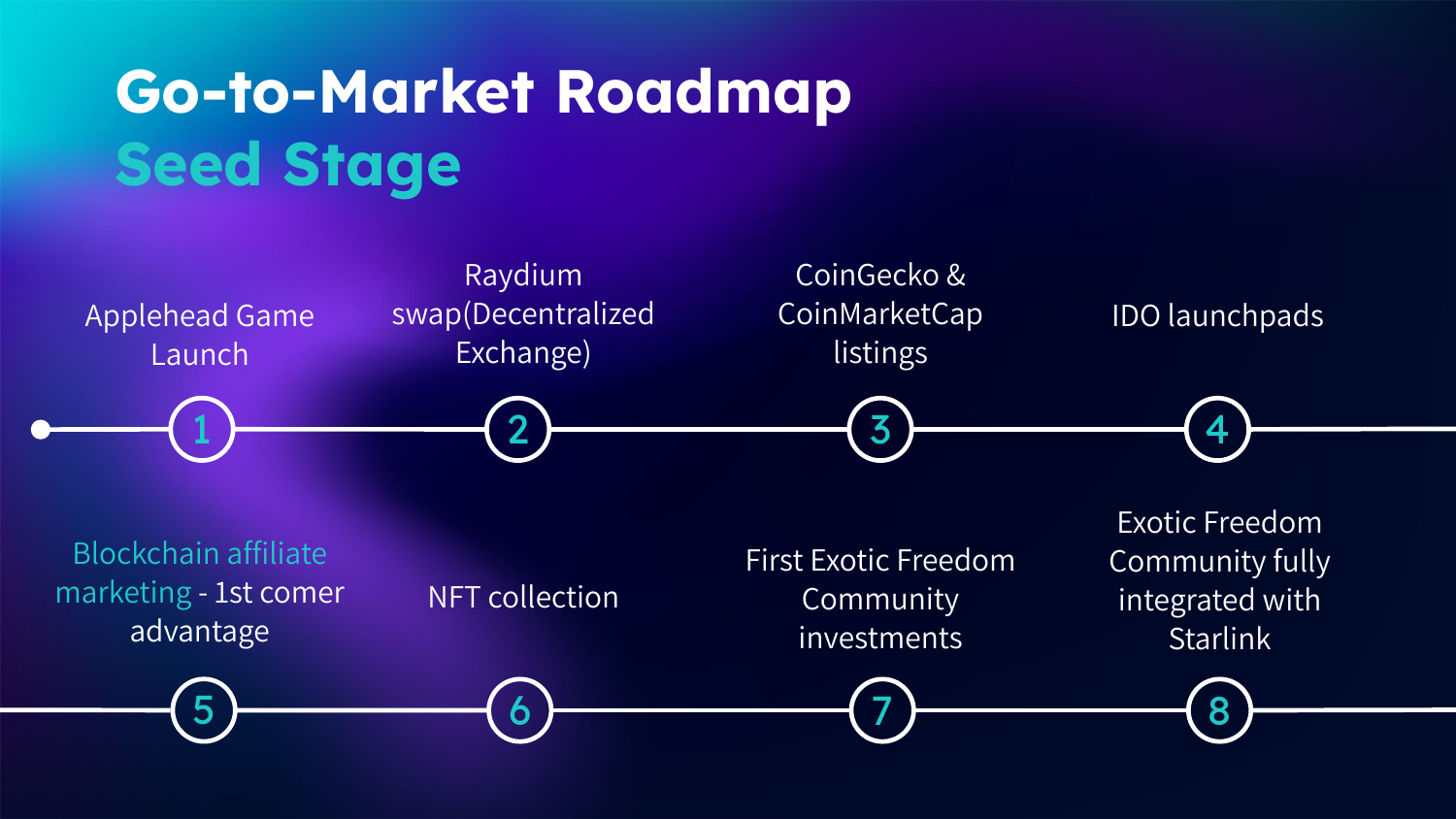# Go-to-Market Roadmap

## Seed Stage

1. Applehead Game Launch
2. Raydium swap(Decentralized Exchange)
3. CoinGecko & CoinMarketCap listings
4. IDO launchpads
5. Blockchain affiliate marketing - 1st comer advantage
6. NFT collection
7. First Exotic Freedom Community investments
8. Exotic Freedom Community fully integrated with Starlink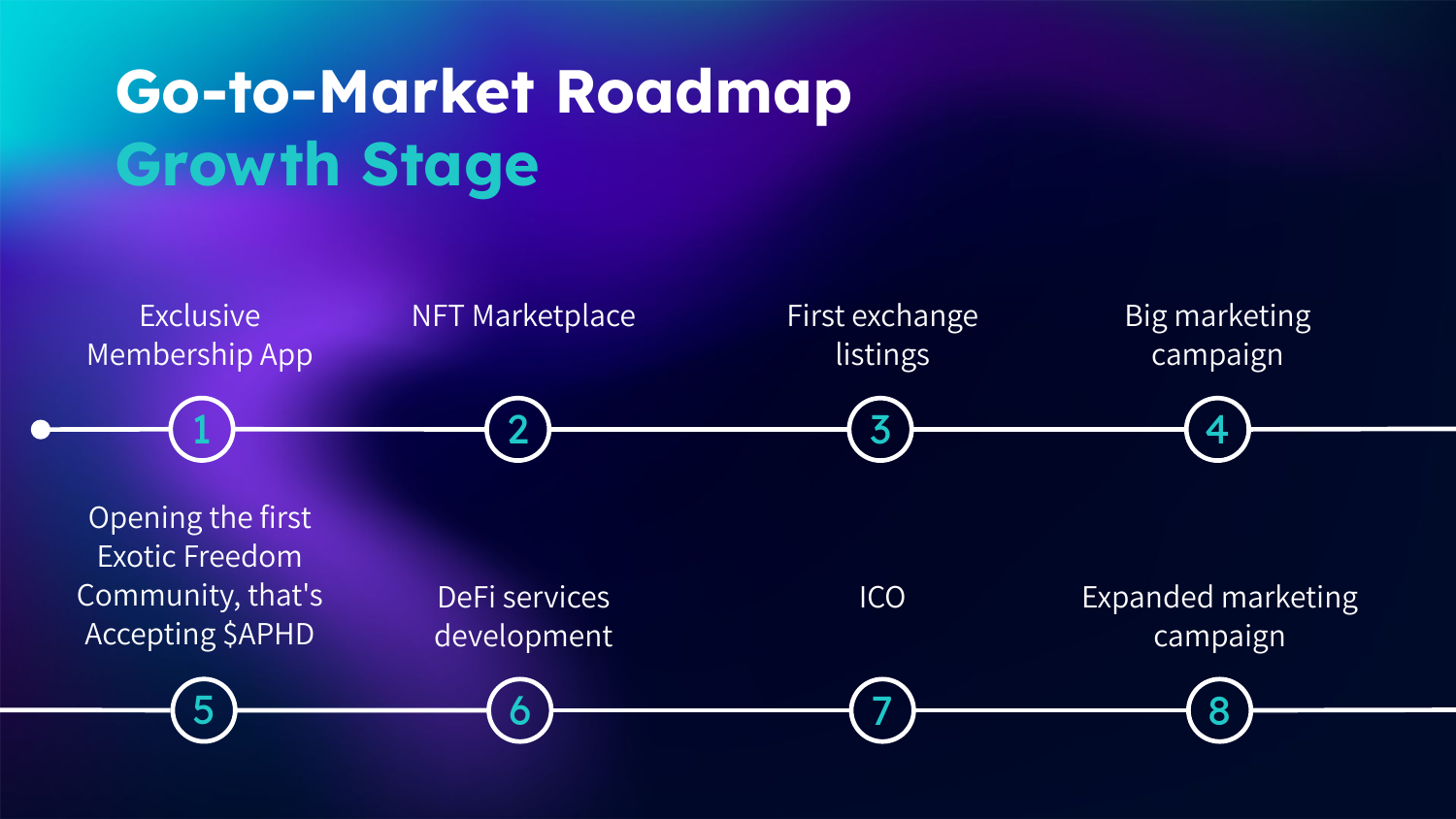# Go-to-Market Roadmap

## Growth Stage

1. Exclusive Membership App
2. NFT Marketplace
3. First exchange listings
4. Big marketing campaign
5. Opening the first Exotic Freedom Community, that's Accepting $APHD
6. DeFi services development
7. ICO
8. Expanded marketing campaign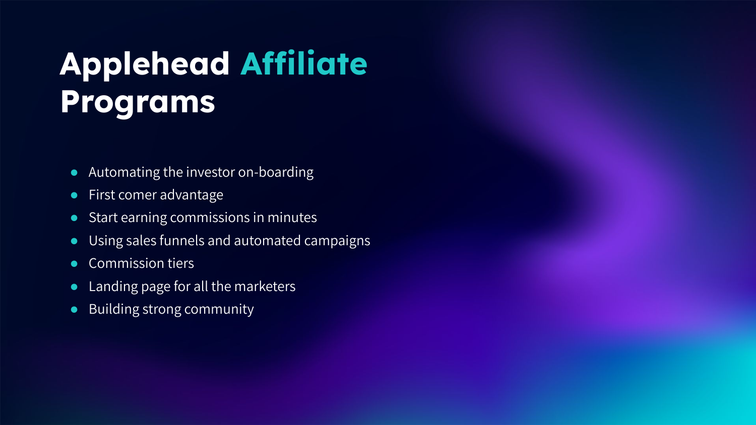# Applehead Affiliate Programs

- Automating the investor on-boarding
- First comer advantage
- Start earning commissions in minutes
- Using sales funnels and automated campaigns
- Commission tiers
- Landing page for all the marketers
- Building strong community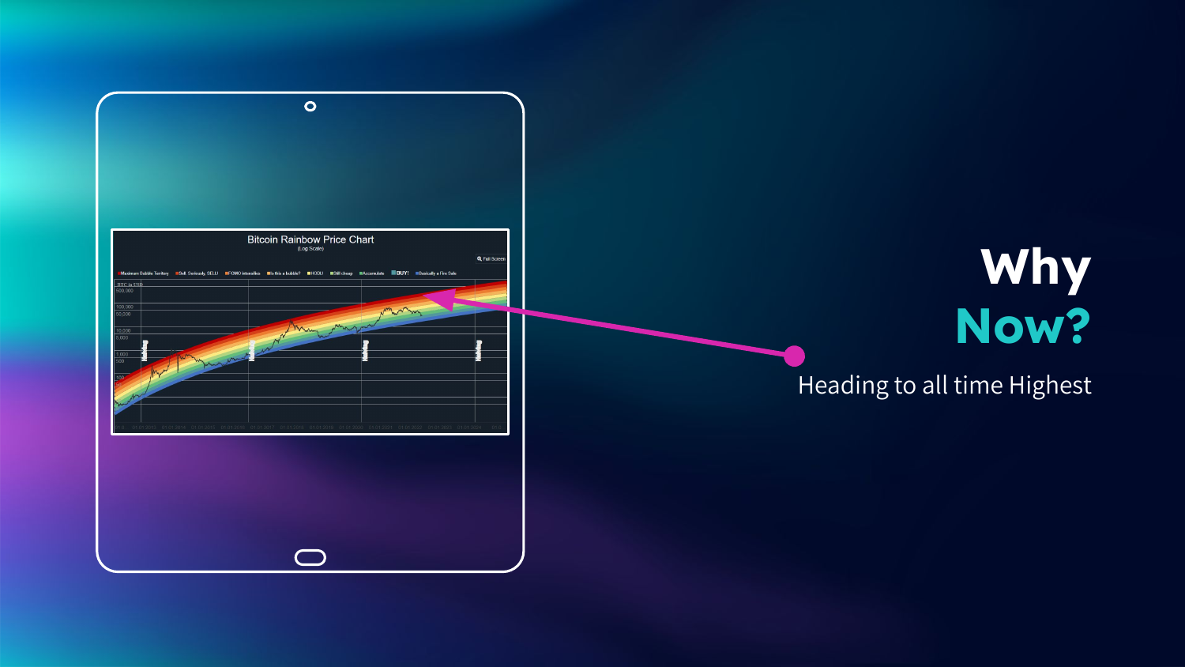# Why Now?

Heading to all time Highest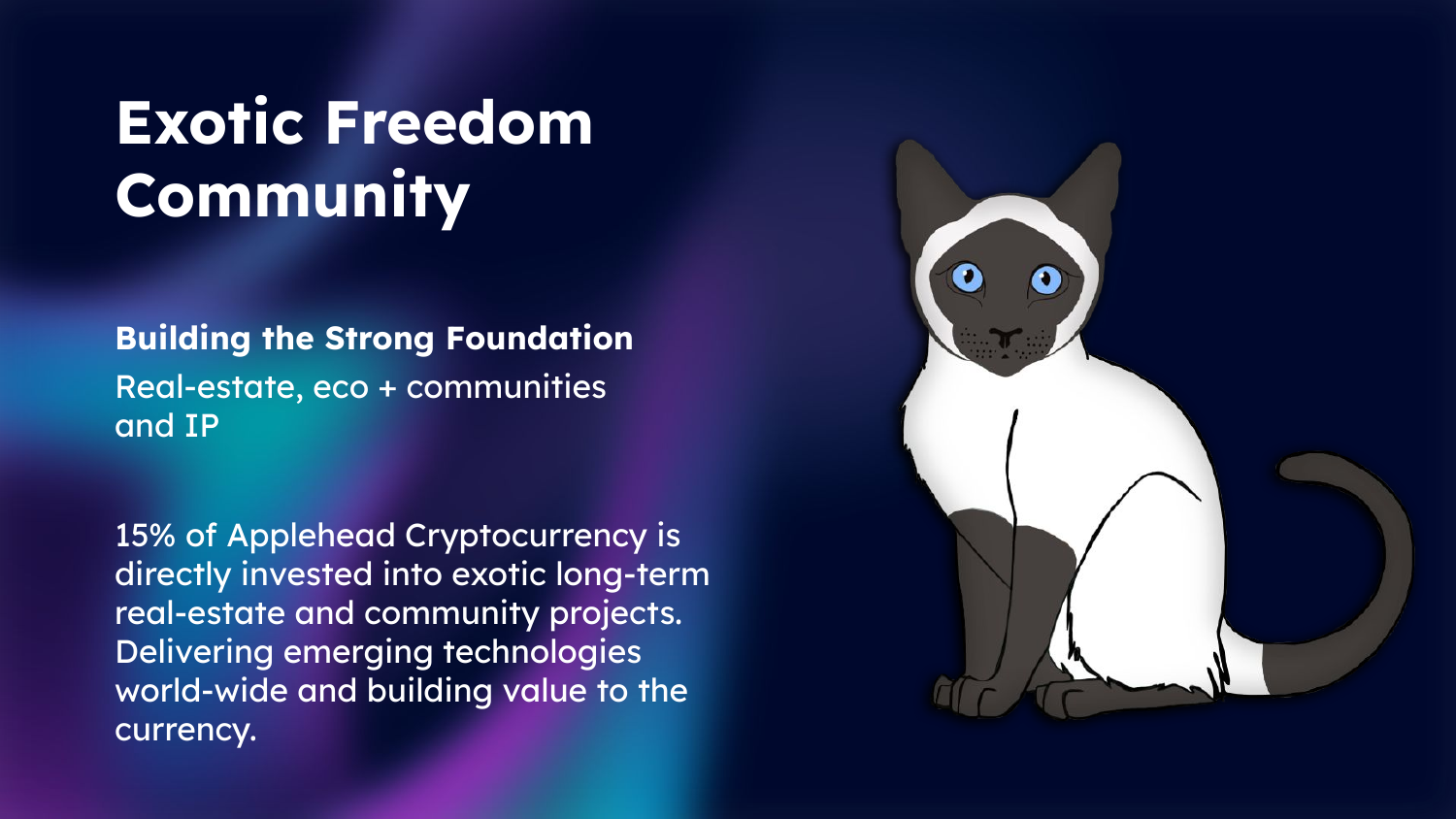# Exotic Freedom Community

**Building the Strong Foundation**
Real-estate, eco + communities and IP

15% of Applehead Cryptocurrency is directly invested into exotic long-term real-estate and community projects. Delivering emerging technologies world-wide and building value to the currency.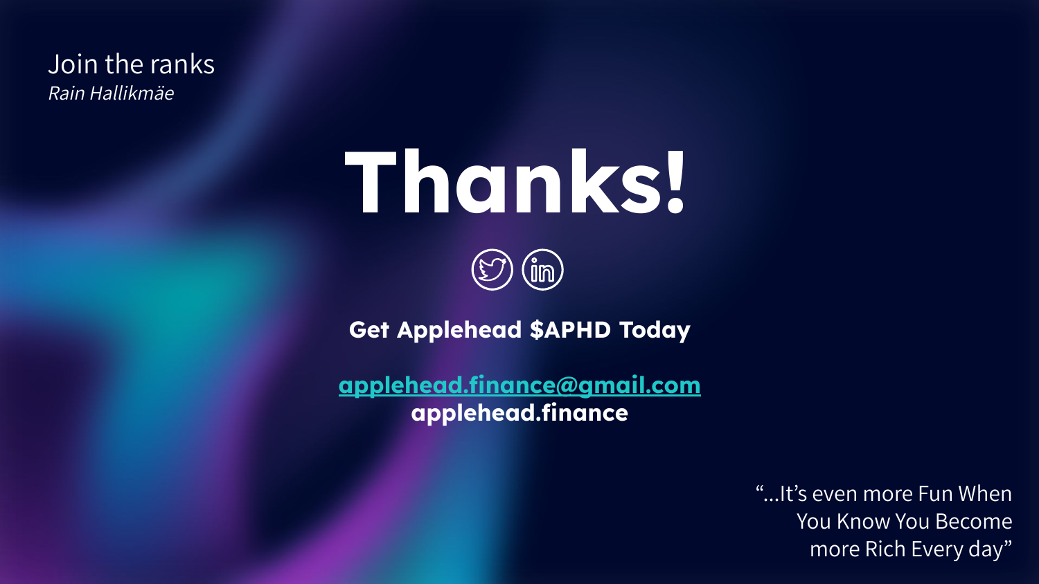Join the ranks

*Rain Hallikmäe*

# Thanks!

**Get Applehead $APHD Today**

**applehead.finance@gmail.com**

**applehead.finance**

"...It's even more Fun When You Know You Become more Rich Every day"